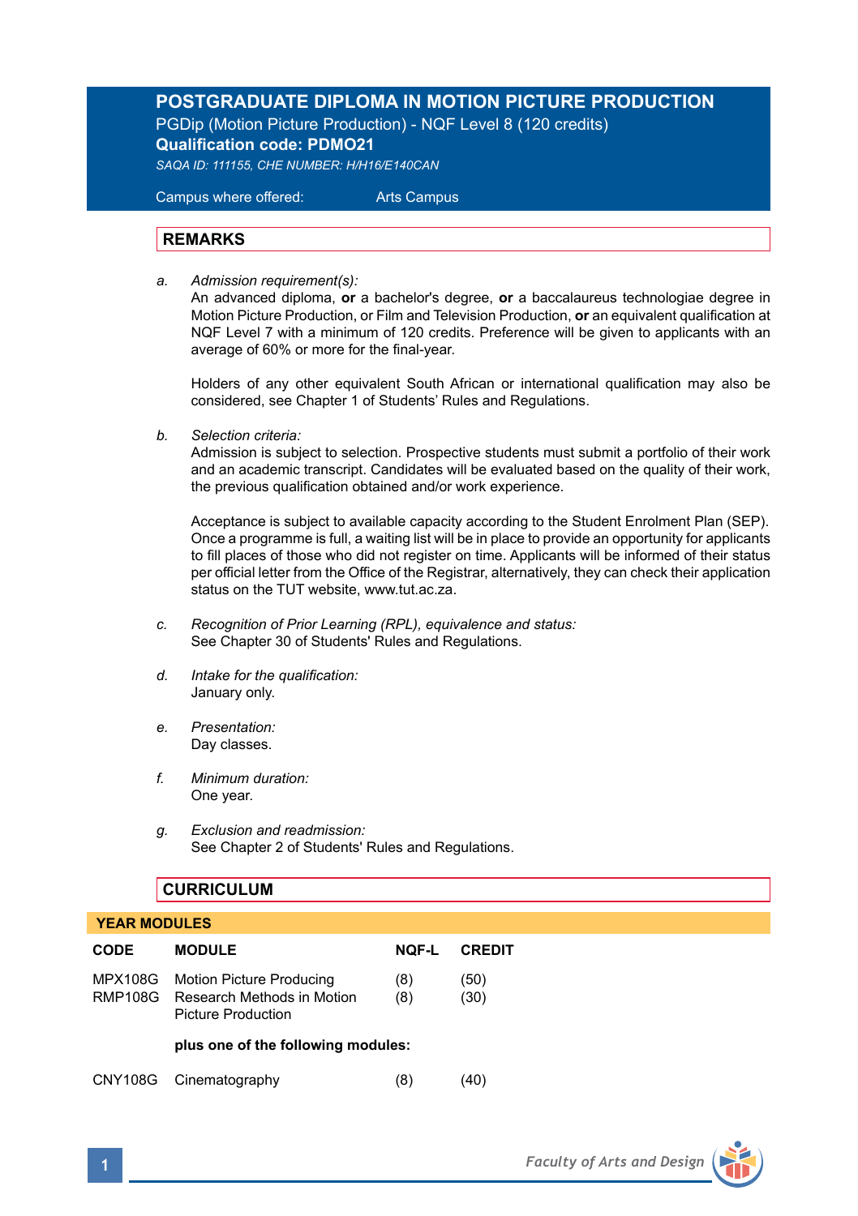# POSTGRADUATE DIPLOMA IN MOTION PICTURE PRODUCTION

PGDip (Motion Picture Production) - NQF Level 8 (120 credits)

**Qualification code: PDMO21**

*SAQA ID: 111155, CHE NUMBER: H/H16/E140CAN*

Campus where offered: Arts Campus

## REMARKS

a. *Admission requirement(s):*
An advanced diploma, **or** a bachelor's degree, **or** a baccalaureus technologiae degree in Motion Picture Production, or Film and Television Production, **or** an equivalent qualification at NQF Level 7 with a minimum of 120 credits. Preference will be given to applicants with an average of 60% or more for the final-year.

Holders of any other equivalent South African or international qualification may also be considered, see Chapter 1 of Students' Rules and Regulations.

b. *Selection criteria:*
Admission is subject to selection. Prospective students must submit a portfolio of their work and an academic transcript. Candidates will be evaluated based on the quality of their work, the previous qualification obtained and/or work experience.

Acceptance is subject to available capacity according to the Student Enrolment Plan (SEP). Once a programme is full, a waiting list will be in place to provide an opportunity for applicants to fill places of those who did not register on time. Applicants will be informed of their status per official letter from the Office of the Registrar, alternatively, they can check their application status on the TUT website, www.tut.ac.za.

c. *Recognition of Prior Learning (RPL), equivalence and status:*
See Chapter 30 of Students' Rules and Regulations.

d. *Intake for the qualification:*
January only.

e. *Presentation:*
Day classes.

f. *Minimum duration:*
One year.

g. *Exclusion and readmission:*
See Chapter 2 of Students' Rules and Regulations.

## CURRICULUM

### YEAR MODULES

| CODE | MODULE | NQF-L | CREDIT |
|---|---|---|---|
| MPX108G | Motion Picture Producing | (8) | (50) |
| RMP108G | Research Methods in Motion Picture Production | (8) | (30) |
| | **plus one of the following modules:** | | |
| CNY108G | Cinematography | (8) | (40) |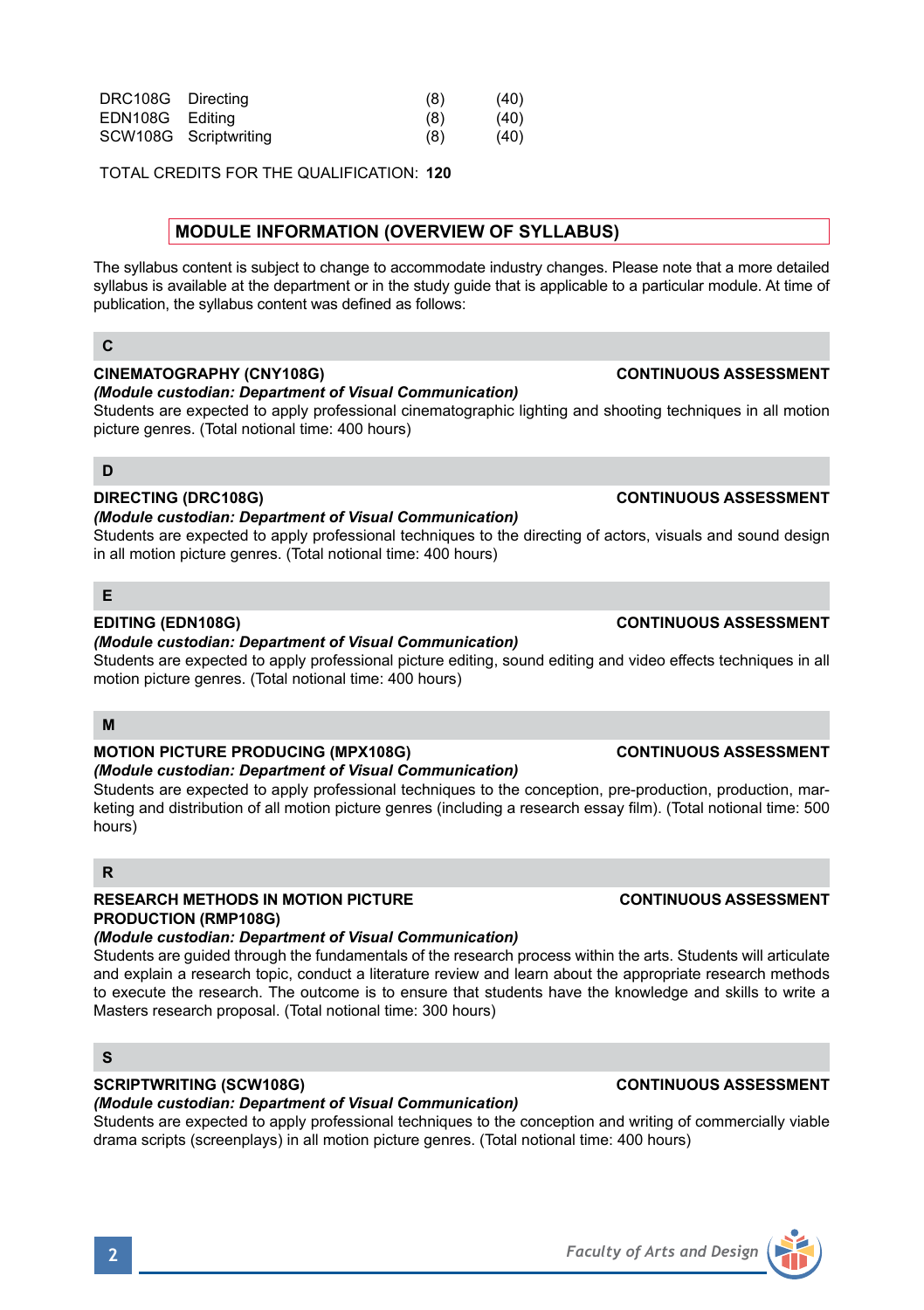| | | | |
|---|---|---|---|
| DRC108G | Directing | (8) | (40) |
| EDN108G | Editing | (8) | (40) |
| SCW108G | Scriptwriting | (8) | (40) |

TOTAL CREDITS FOR THE QUALIFICATION: **120**

## MODULE INFORMATION (OVERVIEW OF SYLLABUS)

The syllabus content is subject to change to accommodate industry changes. Please note that a more detailed syllabus is available at the department or in the study guide that is applicable to a particular module. At time of publication, the syllabus content was defined as follows:

### C

**CINEMATOGRAPHY (CNY108G)** **CONTINUOUS ASSESSMENT**
***(Module custodian: Department of Visual Communication)***
Students are expected to apply professional cinematographic lighting and shooting techniques in all motion picture genres. (Total notional time: 400 hours)

### D

**DIRECTING (DRC108G)** **CONTINUOUS ASSESSMENT**
***(Module custodian: Department of Visual Communication)***
Students are expected to apply professional techniques to the directing of actors, visuals and sound design in all motion picture genres. (Total notional time: 400 hours)

### E

**EDITING (EDN108G)** **CONTINUOUS ASSESSMENT**
***(Module custodian: Department of Visual Communication)***
Students are expected to apply professional picture editing, sound editing and video effects techniques in all motion picture genres. (Total notional time: 400 hours)

### M

**MOTION PICTURE PRODUCING (MPX108G)** **CONTINUOUS ASSESSMENT**
***(Module custodian: Department of Visual Communication)***
Students are expected to apply professional techniques to the conception, pre-production, production, marketing and distribution of all motion picture genres (including a research essay film). (Total notional time: 500 hours)

### R

**RESEARCH METHODS IN MOTION PICTURE PRODUCTION (RMP108G)** **CONTINUOUS ASSESSMENT**
***(Module custodian: Department of Visual Communication)***
Students are guided through the fundamentals of the research process within the arts. Students will articulate and explain a research topic, conduct a literature review and learn about the appropriate research methods to execute the research. The outcome is to ensure that students have the knowledge and skills to write a Masters research proposal. (Total notional time: 300 hours)

### S

**SCRIPTWRITING (SCW108G)** **CONTINUOUS ASSESSMENT**
***(Module custodian: Department of Visual Communication)***
Students are expected to apply professional techniques to the conception and writing of commercially viable drama scripts (screenplays) in all motion picture genres. (Total notional time: 400 hours)